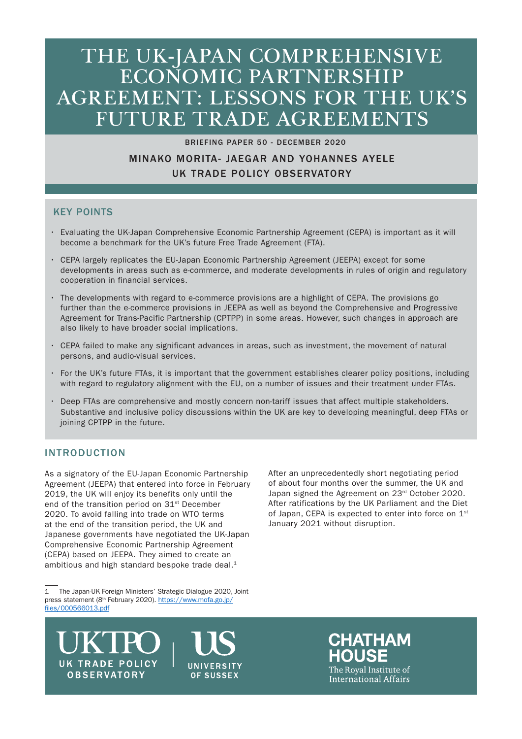# THE UK-JAPAN COMPREHENSIVE ECONOMIC PARTNERSHIP AGREEMENT: LESSONS FOR THE UK'S FUTURE TRADE AGREEMENTS

BRIEFING PAPER 50 - DECEMBER 2020

MINAKO MORITA- JAEGAR AND YOHANNES AYELE

UK TRADE POLICY OBSERVATORY

## KEY POINTS

- Evaluating the UK-Japan Comprehensive Economic Partnership Agreement (CEPA) is important as it will become a benchmark for the UK's future Free Trade Agreement (FTA).
- CEPA largely replicates the EU-Japan Economic Partnership Agreement (JEEPA) except for some developments in areas such as e-commerce, and moderate developments in rules of origin and regulatory cooperation in financial services.
- The developments with regard to e-commerce provisions are a highlight of CEPA. The provisions go further than the e-commerce provisions in JEEPA as well as beyond the Comprehensive and Progressive Agreement for Trans-Pacific Partnership (CPTPP) in some areas. However, such changes in approach are also likely to have broader social implications.
- CEPA failed to make any significant advances in areas, such as investment, the movement of natural persons, and audio-visual services.
- For the UK's future FTAs, it is important that the government establishes clearer policy positions, including with regard to regulatory alignment with the EU, on a number of issues and their treatment under FTAs.
- Deep FTAs are comprehensive and mostly concern non-tariff issues that affect multiple stakeholders. Substantive and inclusive policy discussions within the UK are key to developing meaningful, deep FTAs or joining CPTPP in the future.

## INTRODUCTION

As a signatory of the EU-Japan Economic Partnership Agreement (JEEPA) that entered into force in February 2019, the UK will enjoy its benefits only until the end of the transition period on 31st December 2020. To avoid falling into trade on WTO terms at the end of the transition period, the UK and Japanese governments have negotiated the UK-Japan Comprehensive Economic Partnership Agreement (CEPA) based on JEEPA. They aimed to create an ambitious and high standard bespoke trade deal.[1]

After an unprecedentedly short negotiating period of about four months over the summer, the UK and Japan signed the Agreement on 23rd October 2020. After ratifications by the UK Parliament and the Diet of Japan, CEPA is expected to enter into force on 1st January 2021 without disruption.

[1] The Japan-UK Foreign Ministers' Strategic Dialogue 2020, Joint press statement (8th February 2020). https://www.mofa.go.jp/files/000566013.pdf

UKTPO UK TRADE POLICY OBSERVATORY | US UNIVERSITY OF SUSSEX | CHATHAM HOUSE The Royal Institute of International Affairs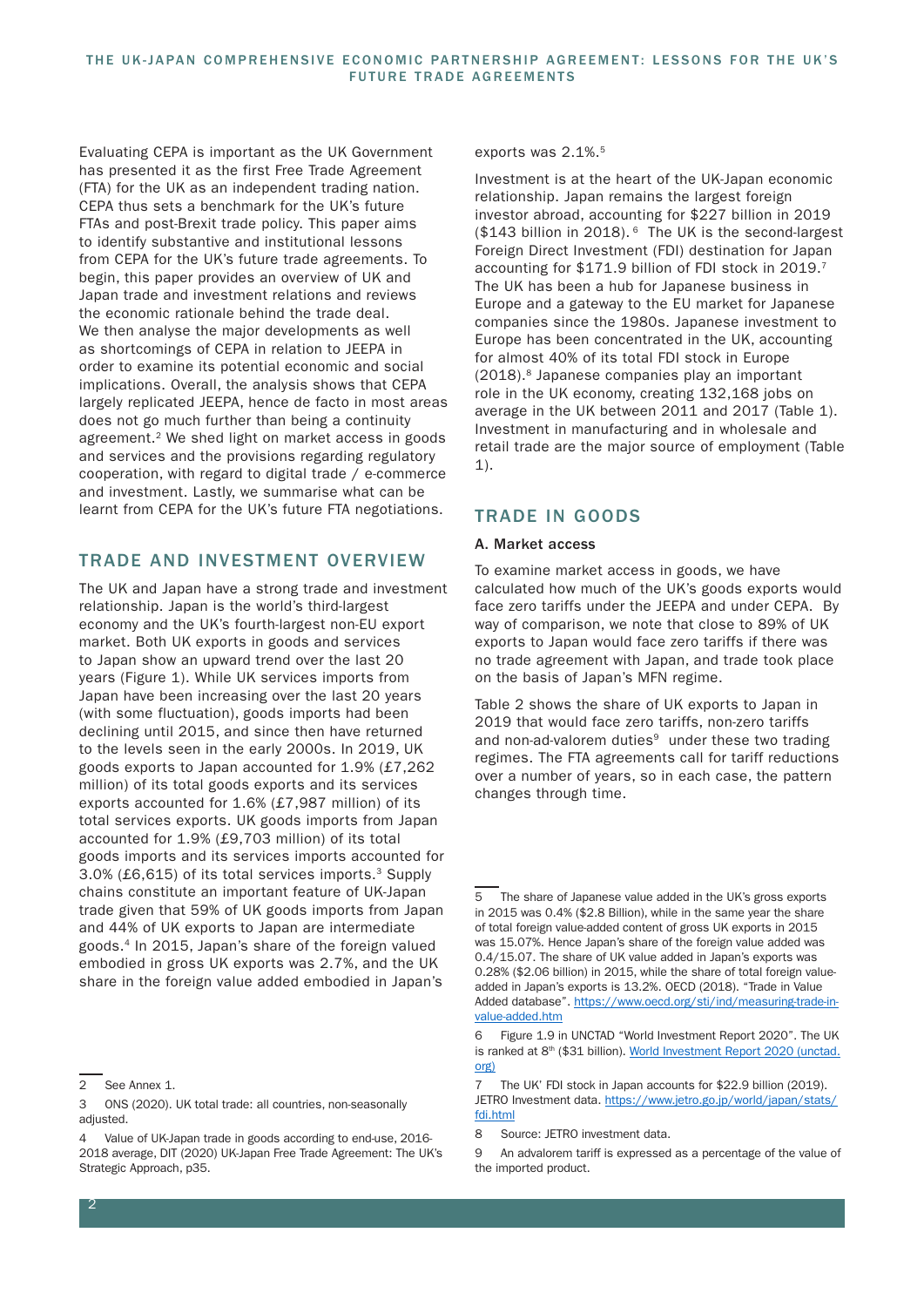Evaluating CEPA is important as the UK Government has presented it as the first Free Trade Agreement (FTA) for the UK as an independent trading nation. CEPA thus sets a benchmark for the UK's future FTAs and post-Brexit trade policy. This paper aims to identify substantive and institutional lessons from CEPA for the UK's future trade agreements. To begin, this paper provides an overview of UK and Japan trade and investment relations and reviews the economic rationale behind the trade deal. We then analyse the major developments as well as shortcomings of CEPA in relation to JEEPA in order to examine its potential economic and social implications. Overall, the analysis shows that CEPA largely replicated JEEPA, hence de facto in most areas does not go much further than being a continuity agreement.[2] We shed light on market access in goods and services and the provisions regarding regulatory cooperation, with regard to digital trade / e-commerce and investment. Lastly, we summarise what can be learnt from CEPA for the UK's future FTA negotiations.

## TRADE AND INVESTMENT OVERVIEW

The UK and Japan have a strong trade and investment relationship. Japan is the world's third-largest economy and the UK's fourth-largest non-EU export market. Both UK exports in goods and services to Japan show an upward trend over the last 20 years (Figure 1). While UK services imports from Japan have been increasing over the last 20 years (with some fluctuation), goods imports had been declining until 2015, and since then have returned to the levels seen in the early 2000s. In 2019, UK goods exports to Japan accounted for 1.9% (£7,262 million) of its total goods exports and its services exports accounted for 1.6% (£7,987 million) of its total services exports. UK goods imports from Japan accounted for 1.9% (£9,703 million) of its total goods imports and its services imports accounted for 3.0% (£6,615) of its total services imports.[3] Supply chains constitute an important feature of UK-Japan trade given that 59% of UK goods imports from Japan and 44% of UK exports to Japan are intermediate goods.[4] In 2015, Japan's share of the foreign valued embodied in gross UK exports was 2.7%, and the UK share in the foreign value added embodied in Japan's exports was 2.1%.[5]

Investment is at the heart of the UK-Japan economic relationship. Japan remains the largest foreign investor abroad, accounting for $227 billion in 2019 ($143 billion in 2018).[6] The UK is the second-largest Foreign Direct Investment (FDI) destination for Japan accounting for $171.9 billion of FDI stock in 2019.[7] The UK has been a hub for Japanese business in Europe and a gateway to the EU market for Japanese companies since the 1980s. Japanese investment to Europe has been concentrated in the UK, accounting for almost 40% of its total FDI stock in Europe (2018).[8] Japanese companies play an important role in the UK economy, creating 132,168 jobs on average in the UK between 2011 and 2017 (Table 1). Investment in manufacturing and in wholesale and retail trade are the major source of employment (Table 1).

## TRADE IN GOODS

### A. Market access

To examine market access in goods, we have calculated how much of the UK's goods exports would face zero tariffs under the JEEPA and under CEPA. By way of comparison, we note that close to 89% of UK exports to Japan would face zero tariffs if there was no trade agreement with Japan, and trade took place on the basis of Japan's MFN regime.

Table 2 shows the share of UK exports to Japan in 2019 that would face zero tariffs, non-zero tariffs and non-ad-valorem duties[9] under these two trading regimes. The FTA agreements call for tariff reductions over a number of years, so in each case, the pattern changes through time.

---

2 See Annex 1.

3 ONS (2020). UK total trade: all countries, non-seasonally adjusted.

4 Value of UK-Japan trade in goods according to end-use, 2016-2018 average, DIT (2020) UK-Japan Free Trade Agreement: The UK's Strategic Approach, p35.

5 The share of Japanese value added in the UK's gross exports in 2015 was 0.4% ($2.8 Billion), while in the same year the share of total foreign value-added content of gross UK exports in 2015 was 15.07%. Hence Japan's share of the foreign value added was 0.4/15.07. The share of UK value added in Japan's exports was 0.28% ($2.06 billion) in 2015, while the share of total foreign value-added in Japan's exports is 13.2%. OECD (2018). "Trade in Value Added database". https://www.oecd.org/sti/ind/measuring-trade-in-value-added.htm

6 Figure 1.9 in UNCTAD "World Investment Report 2020". The UK is ranked at 8th ($31 billion). World Investment Report 2020 (unctad.org)

7 The UK' FDI stock in Japan accounts for $22.9 billion (2019). JETRO Investment data. https://www.jetro.go.jp/world/japan/stats/fdi.html

8 Source: JETRO investment data.

9 An advalorem tariff is expressed as a percentage of the value of the imported product.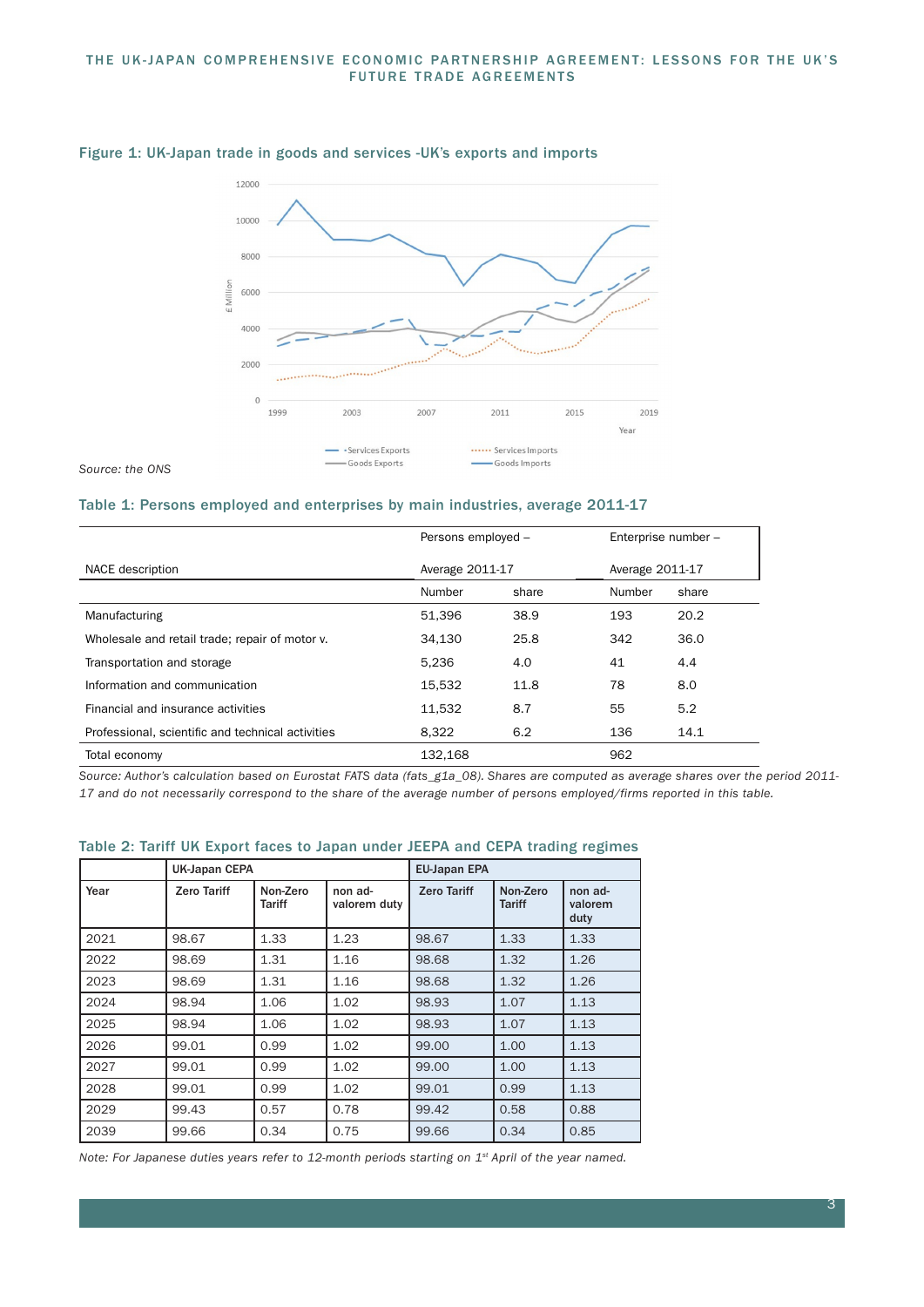## Figure 1: UK-Japan trade in goods and services -UK's exports and imports

Source: the ONS

## Table 1: Persons employed and enterprises by main industries, average 2011-17

| NACE description | Persons employed – Average 2011-17 | | Enterprise number – Average 2011-17 | |
|---|---|---|---|---|
| | Number | share | Number | share |
| Manufacturing | 51,396 | 38.9 | 193 | 20.2 |
| Wholesale and retail trade; repair of motor v. | 34,130 | 25.8 | 342 | 36.0 |
| Transportation and storage | 5,236 | 4.0 | 41 | 4.4 |
| Information and communication | 15,532 | 11.8 | 78 | 8.0 |
| Financial and insurance activities | 11,532 | 8.7 | 55 | 5.2 |
| Professional, scientific and technical activities | 8,322 | 6.2 | 136 | 14.1 |
| Total economy | 132,168 | | 962 | |

*Source: Author's calculation based on Eurostat FATS data (fats_g1a_08). Shares are computed as average shares over the period 2011-17 and do not necessarily correspond to the share of the average number of persons employed/firms reported in this table.*

## Table 2: Tariff UK Export faces to Japan under JEEPA and CEPA trading regimes

| | UK-Japan CEPA | | | EU-Japan EPA | | |
|---|---|---|---|---|---|---|
| Year | Zero Tariff | Non-Zero Tariff | non ad-valorem duty | Zero Tariff | Non-Zero Tariff | non ad-valorem duty |
| 2021 | 98.67 | 1.33 | 1.23 | 98.67 | 1.33 | 1.33 |
| 2022 | 98.69 | 1.31 | 1.16 | 98.68 | 1.32 | 1.26 |
| 2023 | 98.69 | 1.31 | 1.16 | 98.68 | 1.32 | 1.26 |
| 2024 | 98.94 | 1.06 | 1.02 | 98.93 | 1.07 | 1.13 |
| 2025 | 98.94 | 1.06 | 1.02 | 98.93 | 1.07 | 1.13 |
| 2026 | 99.01 | 0.99 | 1.02 | 99.00 | 1.00 | 1.13 |
| 2027 | 99.01 | 0.99 | 1.02 | 99.00 | 1.00 | 1.13 |
| 2028 | 99.01 | 0.99 | 1.02 | 99.01 | 0.99 | 1.13 |
| 2029 | 99.43 | 0.57 | 0.78 | 99.42 | 0.58 | 0.88 |
| 2039 | 99.66 | 0.34 | 0.75 | 99.66 | 0.34 | 0.85 |

*Note: For Japanese duties years refer to 12-month periods starting on 1st April of the year named.*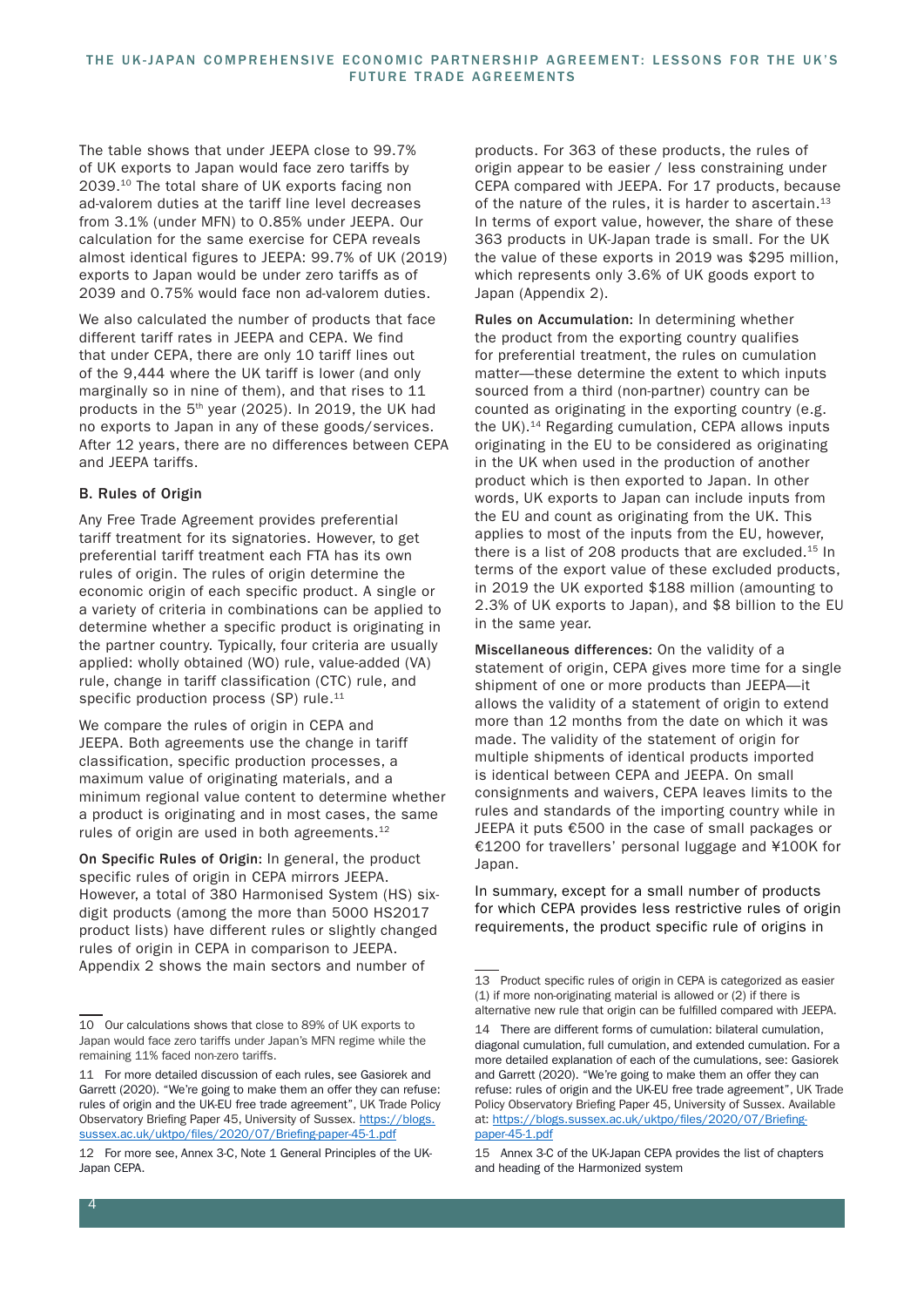The table shows that under JEEPA close to 99.7% of UK exports to Japan would face zero tariffs by 2039.[10] The total share of UK exports facing non ad-valorem duties at the tariff line level decreases from 3.1% (under MFN) to 0.85% under JEEPA. Our calculation for the same exercise for CEPA reveals almost identical figures to JEEPA: 99.7% of UK (2019) exports to Japan would be under zero tariffs as of 2039 and 0.75% would face non ad-valorem duties.

We also calculated the number of products that face different tariff rates in JEEPA and CEPA. We find that under CEPA, there are only 10 tariff lines out of the 9,444 where the UK tariff is lower (and only marginally so in nine of them), and that rises to 11 products in the 5th year (2025). In 2019, the UK had no exports to Japan in any of these goods/services. After 12 years, there are no differences between CEPA and JEEPA tariffs.

### B. Rules of Origin

Any Free Trade Agreement provides preferential tariff treatment for its signatories. However, to get preferential tariff treatment each FTA has its own rules of origin. The rules of origin determine the economic origin of each specific product. A single or a variety of criteria in combinations can be applied to determine whether a specific product is originating in the partner country. Typically, four criteria are usually applied: wholly obtained (WO) rule, value-added (VA) rule, change in tariff classification (CTC) rule, and specific production process (SP) rule.[11]

We compare the rules of origin in CEPA and JEEPA. Both agreements use the change in tariff classification, specific production processes, a maximum value of originating materials, and a minimum regional value content to determine whether a product is originating and in most cases, the same rules of origin are used in both agreements.[12]

**On Specific Rules of Origin:** In general, the product specific rules of origin in CEPA mirrors JEEPA. However, a total of 380 Harmonised System (HS) six-digit products (among the more than 5000 HS2017 product lists) have different rules or slightly changed rules of origin in CEPA in comparison to JEEPA. Appendix 2 shows the main sectors and number of products. For 363 of these products, the rules of origin appear to be easier / less constraining under CEPA compared with JEEPA. For 17 products, because of the nature of the rules, it is harder to ascertain.[13] In terms of export value, however, the share of these 363 products in UK-Japan trade is small. For the UK the value of these exports in 2019 was $295 million, which represents only 3.6% of UK goods export to Japan (Appendix 2).

**Rules on Accumulation:** In determining whether the product from the exporting country qualifies for preferential treatment, the rules on cumulation matter—these determine the extent to which inputs sourced from a third (non-partner) country can be counted as originating in the exporting country (e.g. the UK).[14] Regarding cumulation, CEPA allows inputs originating in the EU to be considered as originating in the UK when used in the production of another product which is then exported to Japan. In other words, UK exports to Japan can include inputs from the EU and count as originating from the UK. This applies to most of the inputs from the EU, however, there is a list of 208 products that are excluded.[15] In terms of the export value of these excluded products, in 2019 the UK exported $188 million (amounting to 2.3% of UK exports to Japan), and $8 billion to the EU in the same year.

**Miscellaneous differences:** On the validity of a statement of origin, CEPA gives more time for a single shipment of one or more products than JEEPA—it allows the validity of a statement of origin to extend more than 12 months from the date on which it was made. The validity of the statement of origin for multiple shipments of identical products imported is identical between CEPA and JEEPA. On small consignments and waivers, CEPA leaves limits to the rules and standards of the importing country while in JEEPA it puts €500 in the case of small packages or €1200 for travellers' personal luggage and ¥100K for Japan.

In summary, except for a small number of products for which CEPA provides less restrictive rules of origin requirements, the product specific rule of origins in

---

[10] Our calculations shows that close to 89% of UK exports to Japan would face zero tariffs under Japan's MFN regime while the remaining 11% faced non-zero tariffs.

[11] For more detailed discussion of each rules, see Gasiorek and Garrett (2020). "We're going to make them an offer they can refuse: rules of origin and the UK-EU free trade agreement", UK Trade Policy Observatory Briefing Paper 45, University of Sussex. https://blogs.sussex.ac.uk/uktpo/files/2020/07/Briefing-paper-45-1.pdf

[12] For more see, Annex 3-C, Note 1 General Principles of the UK-Japan CEPA.

[13] Product specific rules of origin in CEPA is categorized as easier (1) if more non-originating material is allowed or (2) if there is alternative new rule that origin can be fulfilled compared with JEEPA.

[14] There are different forms of cumulation: bilateral cumulation, diagonal cumulation, full cumulation, and extended cumulation. For a more detailed explanation of each of the cumulations, see: Gasiorek and Garrett (2020). "We're going to make them an offer they can refuse: rules of origin and the UK-EU free trade agreement", UK Trade Policy Observatory Briefing Paper 45, University of Sussex. Available at: https://blogs.sussex.ac.uk/uktpo/files/2020/07/Briefing-paper-45-1.pdf

[15] Annex 3-C of the UK-Japan CEPA provides the list of chapters and heading of the Harmonized system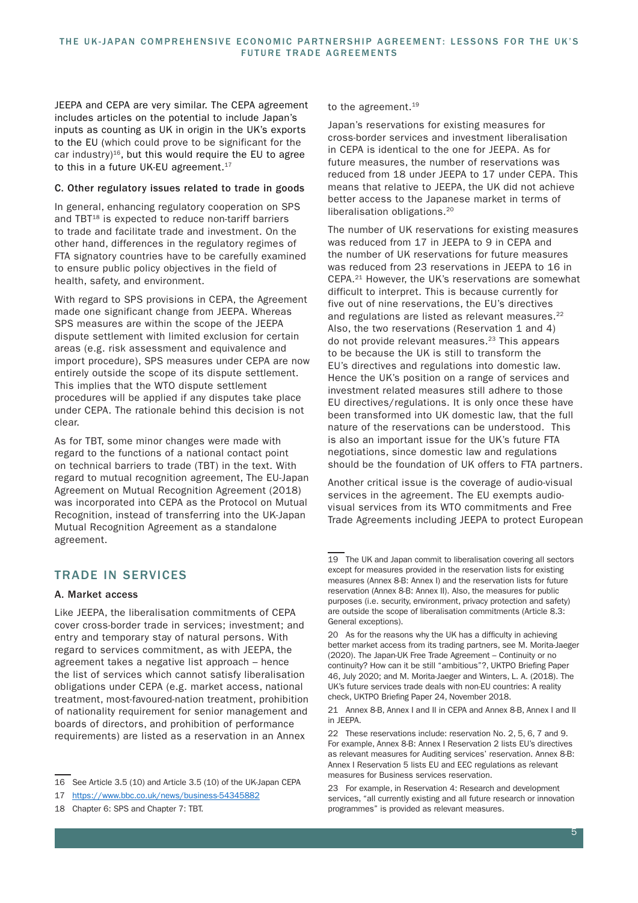JEEPA and CEPA are very similar. The CEPA agreement includes articles on the potential to include Japan's inputs as counting as UK in origin in the UK's exports to the EU (which could prove to be significant for the car industry)[16], but this would require the EU to agree to this in a future UK-EU agreement.[17]

### C. Other regulatory issues related to trade in goods

In general, enhancing regulatory cooperation on SPS and TBT[18] is expected to reduce non-tariff barriers to trade and facilitate trade and investment. On the other hand, differences in the regulatory regimes of FTA signatory countries have to be carefully examined to ensure public policy objectives in the field of health, safety, and environment.

With regard to SPS provisions in CEPA, the Agreement made one significant change from JEEPA. Whereas SPS measures are within the scope of the JEEPA dispute settlement with limited exclusion for certain areas (e.g. risk assessment and equivalence and import procedure), SPS measures under CEPA are now entirely outside the scope of its dispute settlement. This implies that the WTO dispute settlement procedures will be applied if any disputes take place under CEPA. The rationale behind this decision is not clear.

As for TBT, some minor changes were made with regard to the functions of a national contact point on technical barriers to trade (TBT) in the text. With regard to mutual recognition agreement, The EU-Japan Agreement on Mutual Recognition Agreement (2018) was incorporated into CEPA as the Protocol on Mutual Recognition, instead of transferring into the UK-Japan Mutual Recognition Agreement as a standalone agreement.

## TRADE IN SERVICES

### A. Market access

Like JEEPA, the liberalisation commitments of CEPA cover cross-border trade in services; investment; and entry and temporary stay of natural persons. With regard to services commitment, as with JEEPA, the agreement takes a negative list approach – hence the list of services which cannot satisfy liberalisation obligations under CEPA (e.g. market access, national treatment, most-favoured-nation treatment, prohibition of nationality requirement for senior management and boards of directors, and prohibition of performance requirements) are listed as a reservation in an Annex to the agreement.[19]

Japan's reservations for existing measures for cross-border services and investment liberalisation in CEPA is identical to the one for JEEPA. As for future measures, the number of reservations was reduced from 18 under JEEPA to 17 under CEPA. This means that relative to JEEPA, the UK did not achieve better access to the Japanese market in terms of liberalisation obligations.[20]

The number of UK reservations for existing measures was reduced from 17 in JEEPA to 9 in CEPA and the number of UK reservations for future measures was reduced from 23 reservations in JEEPA to 16 in CEPA.[21] However, the UK's reservations are somewhat difficult to interpret. This is because currently for five out of nine reservations, the EU's directives and regulations are listed as relevant measures.[22] Also, the two reservations (Reservation 1 and 4) do not provide relevant measures.[23] This appears to be because the UK is still to transform the EU's directives and regulations into domestic law. Hence the UK's position on a range of services and investment related measures still adhere to those EU directives/regulations. It is only once these have been transformed into UK domestic law, that the full nature of the reservations can be understood. This is also an important issue for the UK's future FTA negotiations, since domestic law and regulations should be the foundation of UK offers to FTA partners.

Another critical issue is the coverage of audio-visual services in the agreement. The EU exempts audio-visual services from its WTO commitments and Free Trade Agreements including JEEPA to protect European

---

16 See Article 3.5 (10) and Article 3.5 (10) of the UK-Japan CEPA

17 https://www.bbc.co.uk/news/business-54345882

18 Chapter 6: SPS and Chapter 7: TBT.

19 The UK and Japan commit to liberalisation covering all sectors except for measures provided in the reservation lists for existing measures (Annex 8-B: Annex I) and the reservation lists for future reservation (Annex 8-B: Annex II). Also, the measures for public purposes (i.e. security, environment, privacy protection and safety) are outside the scope of liberalisation commitments (Article 8.3: General exceptions).

20 As for the reasons why the UK has a difficulty in achieving better market access from its trading partners, see M. Morita-Jaeger (2020). The Japan-UK Free Trade Agreement – Continuity or no continuity? How can it be still "ambitious"?, UKTPO Briefing Paper 46, July 2020; and M. Morita-Jaeger and Winters, L. A. (2018). The UK's future services trade deals with non-EU countries: A reality check, UKTPO Briefing Paper 24, November 2018.

21 Annex 8-B, Annex I and II in CEPA and Annex 8-B, Annex I and II in JEEPA.

22 These reservations include: reservation No. 2, 5, 6, 7 and 9. For example, Annex 8-B: Annex I Reservation 2 lists EU's directives as relevant measures for Auditing services' reservation. Annex 8-B: Annex I Reservation 5 lists EU and EEC regulations as relevant measures for Business services reservation.

23 For example, in Reservation 4: Research and development services, "all currently existing and all future research or innovation programmes" is provided as relevant measures.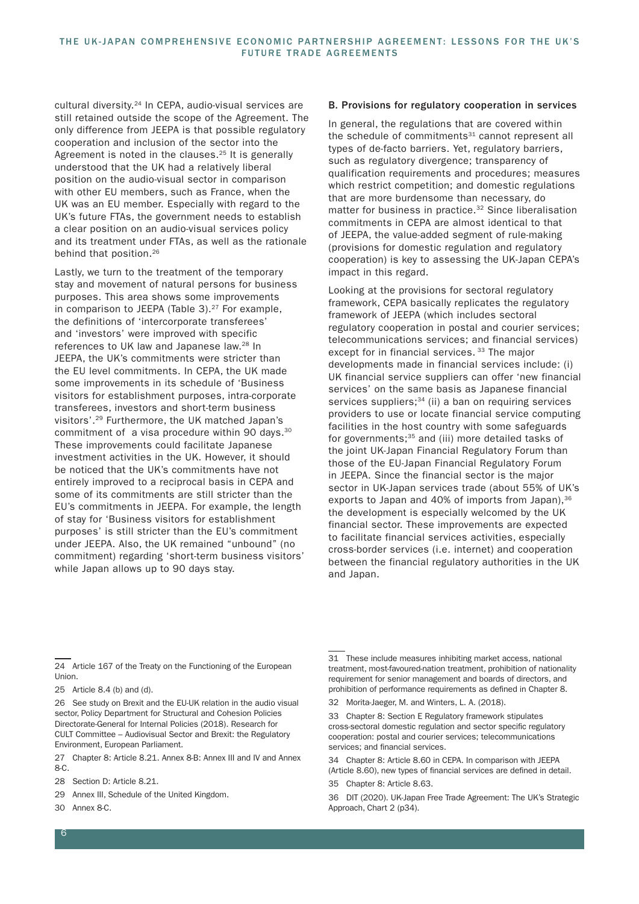cultural diversity.[24] In CEPA, audio-visual services are still retained outside the scope of the Agreement. The only difference from JEEPA is that possible regulatory cooperation and inclusion of the sector into the Agreement is noted in the clauses.[25] It is generally understood that the UK had a relatively liberal position on the audio-visual sector in comparison with other EU members, such as France, when the UK was an EU member. Especially with regard to the UK's future FTAs, the government needs to establish a clear position on an audio-visual services policy and its treatment under FTAs, as well as the rationale behind that position.[26]

Lastly, we turn to the treatment of the temporary stay and movement of natural persons for business purposes. This area shows some improvements in comparison to JEEPA (Table 3).[27] For example, the definitions of 'intercorporate transferees' and 'investors' were improved with specific references to UK law and Japanese law.[28] In JEEPA, the UK's commitments were stricter than the EU level commitments. In CEPA, the UK made some improvements in its schedule of 'Business visitors for establishment purposes, intra-corporate transferees, investors and short-term business visitors'.[29] Furthermore, the UK matched Japan's commitment of a visa procedure within 90 days.[30] These improvements could facilitate Japanese investment activities in the UK. However, it should be noticed that the UK's commitments have not entirely improved to a reciprocal basis in CEPA and some of its commitments are still stricter than the EU's commitments in JEEPA. For example, the length of stay for 'Business visitors for establishment purposes' is still stricter than the EU's commitment under JEEPA. Also, the UK remained "unbound" (no commitment) regarding 'short-term business visitors' while Japan allows up to 90 days stay.

### B. Provisions for regulatory cooperation in services

In general, the regulations that are covered within the schedule of commitments[31] cannot represent all types of de-facto barriers. Yet, regulatory barriers, such as regulatory divergence; transparency of qualification requirements and procedures; measures which restrict competition; and domestic regulations that are more burdensome than necessary, do matter for business in practice.[32] Since liberalisation commitments in CEPA are almost identical to that of JEEPA, the value-added segment of rule-making (provisions for domestic regulation and regulatory cooperation) is key to assessing the UK-Japan CEPA's impact in this regard.

Looking at the provisions for sectoral regulatory framework, CEPA basically replicates the regulatory framework of JEEPA (which includes sectoral regulatory cooperation in postal and courier services; telecommunications services; and financial services) except for in financial services.[33] The major developments made in financial services include: (i) UK financial service suppliers can offer 'new financial services' on the same basis as Japanese financial services suppliers;[34] (ii) a ban on requiring services providers to use or locate financial service computing facilities in the host country with some safeguards for governments;[35] and (iii) more detailed tasks of the joint UK-Japan Financial Regulatory Forum than those of the EU-Japan Financial Regulatory Forum in JEEPA. Since the financial sector is the major sector in UK-Japan services trade (about 55% of UK's exports to Japan and 40% of imports from Japan),[36] the development is especially welcomed by the UK financial sector. These improvements are expected to facilitate financial services activities, especially cross-border services (i.e. internet) and cooperation between the financial regulatory authorities in the UK and Japan.

---

24 Article 167 of the Treaty on the Functioning of the European Union.

25 Article 8.4 (b) and (d).

26 See study on Brexit and the EU-UK relation in the audio visual sector, Policy Department for Structural and Cohesion Policies Directorate-General for Internal Policies (2018). Research for CULT Committee – Audiovisual Sector and Brexit: the Regulatory Environment, European Parliament.

27 Chapter 8: Article 8.21. Annex 8-B: Annex III and IV and Annex 8-C.

28 Section D: Article 8.21.

29 Annex III, Schedule of the United Kingdom.

30 Annex 8-C.

31 These include measures inhibiting market access, national treatment, most-favoured-nation treatment, prohibition of nationality requirement for senior management and boards of directors, and prohibition of performance requirements as defined in Chapter 8.

32 Morita-Jaeger, M. and Winters, L. A. (2018).

33 Chapter 8: Section E Regulatory framework stipulates cross-sectoral domestic regulation and sector specific regulatory cooperation: postal and courier services; telecommunications services; and financial services.

34 Chapter 8: Article 8.60 in CEPA. In comparison with JEEPA (Article 8.60), new types of financial services are defined in detail.

35 Chapter 8: Article 8.63.

36 DIT (2020). UK-Japan Free Trade Agreement: The UK's Strategic Approach, Chart 2 (p34).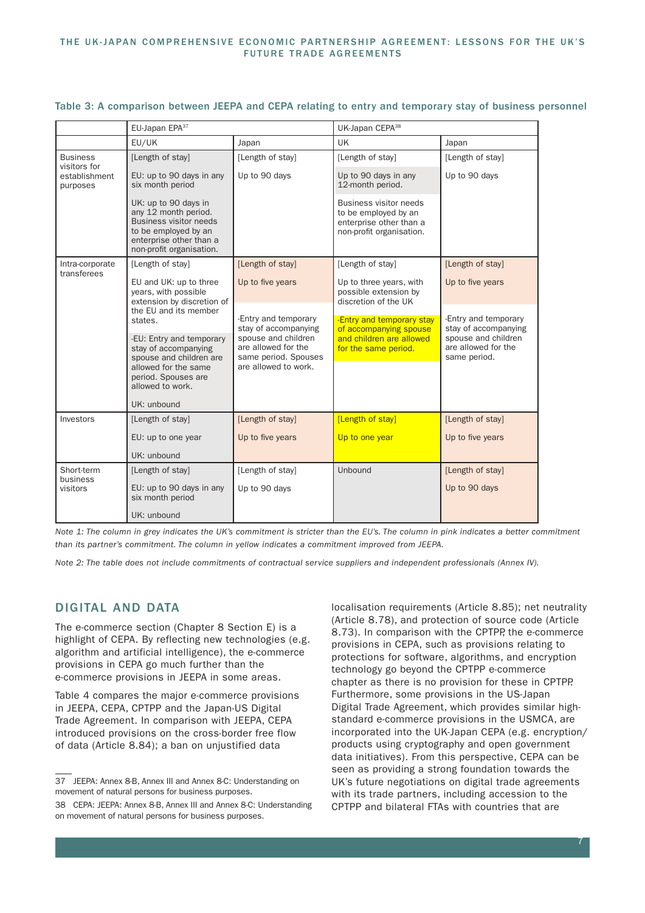Table 3: A comparison between JEEPA and CEPA relating to entry and temporary stay of business personnel

| | EU-Japan EPA[37] | | UK-Japan CEPA[38] | |
|---|---|---|---|---|
| | EU/UK | Japan | UK | Japan |
| Business visitors for establishment purposes | [Length of stay] EU: up to 90 days in any six month period UK: up to 90 days in any 12 month period. Business visitor needs to be employed by an enterprise other than a non-profit organisation. | [Length of stay] Up to 90 days | [Length of stay] Up to 90 days in any 12-month period. Business visitor needs to be employed by an enterprise other than a non-profit organisation. | [Length of stay] Up to 90 days |
| Intra-corporate transferees | [Length of stay] EU and UK: up to three years, with possible extension by discretion of the EU and its member states. -EU: Entry and temporary stay of accompanying spouse and children are allowed for the same period. Spouses are allowed to work. UK: unbound | [Length of stay] Up to five years -Entry and temporary stay of accompanying spouse and children are allowed for the same period. Spouses are allowed to work. | [Length of stay] Up to three years, with possible extension by discretion of the UK -Entry and temporary stay of accompanying spouse and children are allowed for the same period. | [Length of stay] Up to five years -Entry and temporary stay of accompanying spouse and children are allowed for the same period. |
| Investors | [Length of stay] EU: up to one year UK: unbound | [Length of stay] Up to five years | [Length of stay] Up to one year | [Length of stay] Up to five years |
| Short-term business visitors | [Length of stay] EU: up to 90 days in any six month period UK: unbound | [Length of stay] Up to 90 days | Unbound | [Length of stay] Up to 90 days |

*Note 1: The column in grey indicates the UK's commitment is stricter than the EU's. The column in pink indicates a better commitment than its partner's commitment. The column in yellow indicates a commitment improved from JEEPA.*

*Note 2: The table does not include commitments of contractual service suppliers and independent professionals (Annex IV).*

## DIGITAL AND DATA

The e-commerce section (Chapter 8 Section E) is a highlight of CEPA. By reflecting new technologies (e.g. algorithm and artificial intelligence), the e-commerce provisions in CEPA go much further than the e-commerce provisions in JEEPA in some areas.

Table 4 compares the major e-commerce provisions in JEEPA, CEPA, CPTPP and the Japan-US Digital Trade Agreement. In comparison with JEEPA, CEPA introduced provisions on the cross-border free flow of data (Article 8.84); a ban on unjustified data localisation requirements (Article 8.85); net neutrality (Article 8.78), and protection of source code (Article 8.73). In comparison with the CPTPP, the e-commerce provisions in CEPA, such as provisions relating to protections for software, algorithms, and encryption technology go beyond the CPTPP e-commerce chapter as there is no provision for these in CPTPP. Furthermore, some provisions in the US-Japan Digital Trade Agreement, which provides similar high-standard e-commerce provisions in the USMCA, are incorporated into the UK-Japan CEPA (e.g. encryption/products using cryptography and open government data initiatives). From this perspective, CEPA can be seen as providing a strong foundation towards the UK's future negotiations on digital trade agreements with its trade partners, including accession to the CPTPP and bilateral FTAs with countries that are

37 JEEPA: Annex 8-B, Annex III and Annex 8-C: Understanding on movement of natural persons for business purposes.

38 CEPA: JEEPA: Annex 8-B, Annex III and Annex 8-C: Understanding on movement of natural persons for business purposes.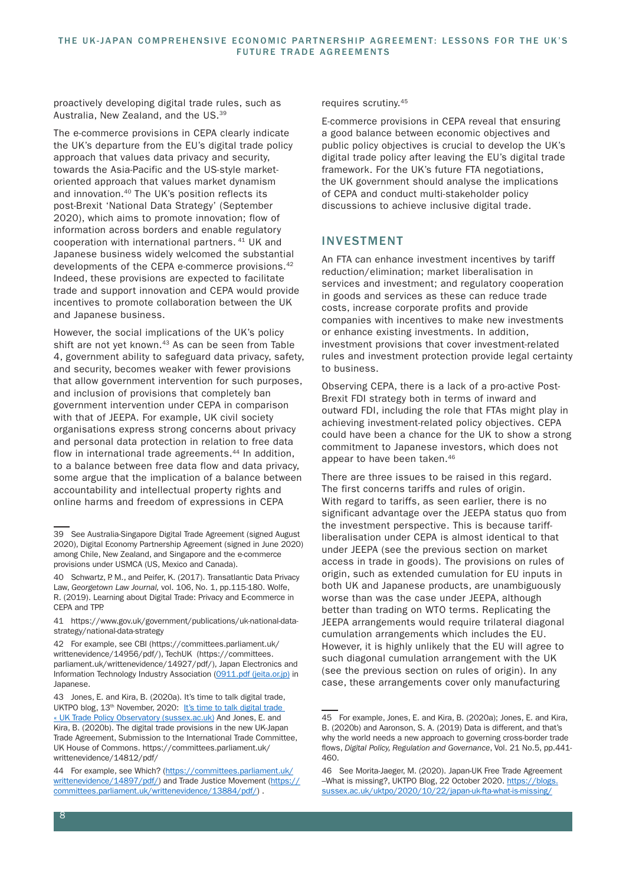proactively developing digital trade rules, such as Australia, New Zealand, and the US.[39]

The e-commerce provisions in CEPA clearly indicate the UK's departure from the EU's digital trade policy approach that values data privacy and security, towards the Asia-Pacific and the US-style market-oriented approach that values market dynamism and innovation.[40] The UK's position reflects its post-Brexit 'National Data Strategy' (September 2020), which aims to promote innovation; flow of information across borders and enable regulatory cooperation with international partners.[41] UK and Japanese business widely welcomed the substantial developments of the CEPA e-commerce provisions.[42] Indeed, these provisions are expected to facilitate trade and support innovation and CEPA would provide incentives to promote collaboration between the UK and Japanese business.

However, the social implications of the UK's policy shift are not yet known.[43] As can be seen from Table 4, government ability to safeguard data privacy, safety, and security, becomes weaker with fewer provisions that allow government intervention for such purposes, and inclusion of provisions that completely ban government intervention under CEPA in comparison with that of JEEPA. For example, UK civil society organisations express strong concerns about privacy and personal data protection in relation to free data flow in international trade agreements.[44] In addition, to a balance between free data flow and data privacy, some argue that the implication of a balance between accountability and intellectual property rights and online harms and freedom of expressions in CEPA requires scrutiny.[45]

E-commerce provisions in CEPA reveal that ensuring a good balance between economic objectives and public policy objectives is crucial to develop the UK's digital trade policy after leaving the EU's digital trade framework. For the UK's future FTA negotiations, the UK government should analyse the implications of CEPA and conduct multi-stakeholder policy discussions to achieve inclusive digital trade.

## INVESTMENT

An FTA can enhance investment incentives by tariff reduction/elimination; market liberalisation in services and investment; and regulatory cooperation in goods and services as these can reduce trade costs, increase corporate profits and provide companies with incentives to make new investments or enhance existing investments. In addition, investment provisions that cover investment-related rules and investment protection provide legal certainty to business.

Observing CEPA, there is a lack of a pro-active Post-Brexit FDI strategy both in terms of inward and outward FDI, including the role that FTAs might play in achieving investment-related policy objectives. CEPA could have been a chance for the UK to show a strong commitment to Japanese investors, which does not appear to have been taken.[46]

There are three issues to be raised in this regard. The first concerns tariffs and rules of origin. With regard to tariffs, as seen earlier, there is no significant advantage over the JEEPA status quo from the investment perspective. This is because tariff-liberalisation under CEPA is almost identical to that under JEEPA (see the previous section on market access in trade in goods). The provisions on rules of origin, such as extended cumulation for EU inputs in both UK and Japanese products, are unambiguously worse than was the case under JEEPA, although better than trading on WTO terms. Replicating the JEEPA arrangements would require trilateral diagonal cumulation arrangements which includes the EU. However, it is highly unlikely that the EU will agree to such diagonal cumulation arrangement with the UK (see the previous section on rules of origin). In any case, these arrangements cover only manufacturing

---

39 See Australia-Singapore Digital Trade Agreement (signed August 2020), Digital Economy Partnership Agreement (signed in June 2020) among Chile, New Zealand, and Singapore and the e-commerce provisions under USMCA (US, Mexico and Canada).

40 Schwartz, P. M., and Peifer, K. (2017). Transatlantic Data Privacy Law, *Georgetown Law Journal,* vol. 106, No. 1, pp.115-180. Wolfe, R. (2019). Learning about Digital Trade: Privacy and E-commerce in CEPA and TPP.

41 https://www.gov.uk/government/publications/uk-national-data-strategy/national-data-strategy

42 For example, see CBI (https://committees.parliament.uk/writtenevidence/14956/pdf/), TechUK (https://committees.parliament.uk/writtenevidence/14927/pdf/), Japan Electronics and Information Technology Industry Association (0911.pdf (jeita.or.jp) in Japanese.

43 Jones, E. and Kira, B. (2020a). It's time to talk digital trade, UKTPO blog, 13th November, 2020: It's time to talk digital trade « UK Trade Policy Observatory (sussex.ac.uk) And Jones, E. and Kira, B. (2020b). The digital trade provisions in the new UK-Japan Trade Agreement, Submission to the International Trade Committee, UK House of Commons. https://committees.parliament.uk/writtenevidence/14812/pdf/

44 For example, see Which? (https://committees.parliament.uk/writtenevidence/14897/pdf/) and Trade Justice Movement (https://committees.parliament.uk/writtenevidence/13884/pdf/) .

45 For example, Jones, E. and Kira, B. (2020a); Jones, E. and Kira, B. (2020b) and Aaronson, S. A. (2019) Data is different, and that's why the world needs a new approach to governing cross-border trade flows, *Digital Policy, Regulation and Governance*, Vol. 21 No.5, pp.441-460.

46 See Morita-Jaeger, M. (2020). Japan-UK Free Trade Agreement –What is missing?, UKTPO Blog, 22 October 2020. https://blogs.sussex.ac.uk/uktpo/2020/10/22/japan-uk-fta-what-is-missing/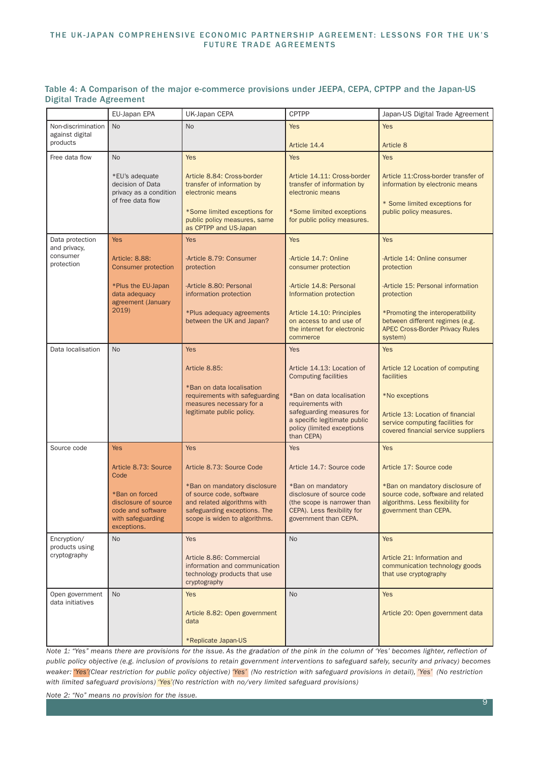### Table 4: A Comparison of the major e-commerce provisions under JEEPA, CEPA, CPTPP and the Japan-US Digital Trade Agreement

| | EU-Japan EPA | UK-Japan CEPA | CPTPP | Japan-US Digital Trade Agreement |
|---|---|---|---|---|
| Non-discrimination against digital products | No | No | Yes<br><br>Article 14.4 | Yes<br><br>Article 8 |
| Free data flow | No<br><br>*EU's adequate decision of Data privacy as a condition of free data flow | Yes<br><br>Article 8.84: Cross-border transfer of information by electronic means<br><br>*Some limited exceptions for public policy measures, same as CPTPP and US-Japan | Yes<br><br>Article 14.11: Cross-border transfer of information by electronic means<br><br>*Some limited exceptions for public policy measures. | Yes<br><br>Article 11:Cross-border transfer of information by electronic means<br><br>* Some limited exceptions for public policy measures. |
| Data protection and privacy, consumer protection | Yes<br><br>Article: 8.88: Consumer protection<br><br>*Plus the EU-Japan data adequacy agreement (January 2019) | Yes<br><br>-Article 8.79: Consumer protection<br><br>-Article 8.80: Personal information protection<br><br>*Plus adequacy agreements between the UK and Japan? | Yes<br><br>-Article 14.7: Online consumer protection<br><br>-Article 14.8: Personal Information protection<br><br>Article 14.10: Principles on access to and use of the internet for electronic commerce | Yes<br><br>-Article 14: Online consumer protection<br><br>-Article 15: Personal information protection<br><br>*Promoting the interoperatbility between different regimes (e.g. APEC Cross-Border Privacy Rules system) |
| Data localisation | No | Yes<br><br>Article 8.85:<br><br>*Ban on data localisation requirements with safeguarding measures necessary for a legitimate public policy. | Yes<br><br>Article 14.13: Location of Computing facilities<br><br>*Ban on data localisation requirements with safeguarding measures for a specific legitimate public policy (limited exceptions than CEPA) | Yes<br><br>Article 12 Location of computing facilities<br><br>*No exceptions<br><br>Article 13: Location of financial service computing facilities for covered financial service suppliers |
| Source code | Yes<br><br>Article 8.73: Source Code<br><br>*Ban on forced disclosure of source code and software with safeguarding exceptions. | Yes<br><br>Article 8.73: Source Code<br><br>*Ban on mandatory disclosure of source code, software and related algorithms with safeguarding exceptions. The scope is widen to algorithms. | Yes<br><br>Article 14.7: Source code<br><br>*Ban on mandatory disclosure of source code (the scope is narrower than CEPA). Less flexibility for government than CEPA. | Yes<br><br>Article 17: Source code<br><br>*Ban on mandatory disclosure of source code, software and related algorithms. Less flexibility for government than CEPA. |
| Encryption/ products using cryptography | No | Yes<br><br>Article 8.86: Commercial information and communication technology products that use cryptography | No | Yes<br><br>Article 21: Information and communication technology goods that use cryptography |
| Open government data initiatives | No | Yes<br><br>Article 8.82: Open government data<br><br>*Replicate Japan-US | No | Yes<br><br>Article 20: Open government data |

*Note 1: "Yes" means there are provisions for the issue. As the gradation of the pink in the column of 'Yes' becomes lighter, reflection of public policy objective (e.g. inclusion of provisions to retain government interventions to safeguard safely, security and privacy) becomes weaker: 'Yes'(Clear restriction for public policy objective) 'Yes' (No restriction with safeguard provisions in detail), 'Yes' (No restriction with limited safeguard provisions) 'Yes'(No restriction with no/very limited safeguard provisions)*

*Note 2: "No" means no provision for the issue.*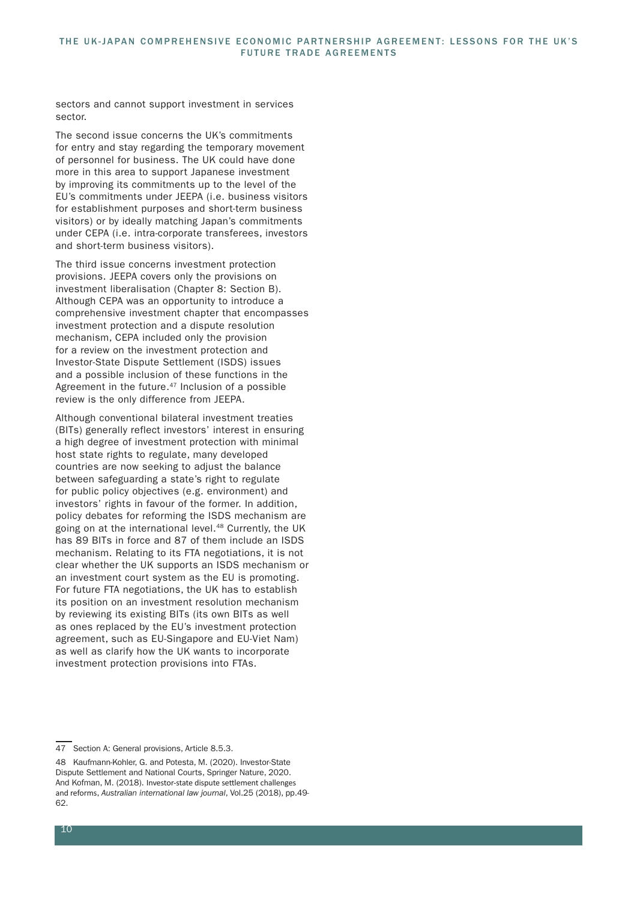sectors and cannot support investment in services sector.

The second issue concerns the UK's commitments for entry and stay regarding the temporary movement of personnel for business. The UK could have done more in this area to support Japanese investment by improving its commitments up to the level of the EU's commitments under JEEPA (i.e. business visitors for establishment purposes and short-term business visitors) or by ideally matching Japan's commitments under CEPA (i.e. intra-corporate transferees, investors and short-term business visitors).

The third issue concerns investment protection provisions. JEEPA covers only the provisions on investment liberalisation (Chapter 8: Section B). Although CEPA was an opportunity to introduce a comprehensive investment chapter that encompasses investment protection and a dispute resolution mechanism, CEPA included only the provision for a review on the investment protection and Investor-State Dispute Settlement (ISDS) issues and a possible inclusion of these functions in the Agreement in the future.[47] Inclusion of a possible review is the only difference from JEEPA.

Although conventional bilateral investment treaties (BITs) generally reflect investors' interest in ensuring a high degree of investment protection with minimal host state rights to regulate, many developed countries are now seeking to adjust the balance between safeguarding a state's right to regulate for public policy objectives (e.g. environment) and investors' rights in favour of the former. In addition, policy debates for reforming the ISDS mechanism are going on at the international level.[48] Currently, the UK has 89 BITs in force and 87 of them include an ISDS mechanism. Relating to its FTA negotiations, it is not clear whether the UK supports an ISDS mechanism or an investment court system as the EU is promoting. For future FTA negotiations, the UK has to establish its position on an investment resolution mechanism by reviewing its existing BITs (its own BITs as well as ones replaced by the EU's investment protection agreement, such as EU-Singapore and EU-Viet Nam) as well as clarify how the UK wants to incorporate investment protection provisions into FTAs.

---

47 Section A: General provisions, Article 8.5.3.

48 Kaufmann-Kohler, G. and Potesta, M. (2020). Investor-State Dispute Settlement and National Courts, Springer Nature, 2020. And Kofman, M. (2018). Investor-state dispute settlement challenges and reforms, *Australian international law journal*, Vol.25 (2018), pp.49-62.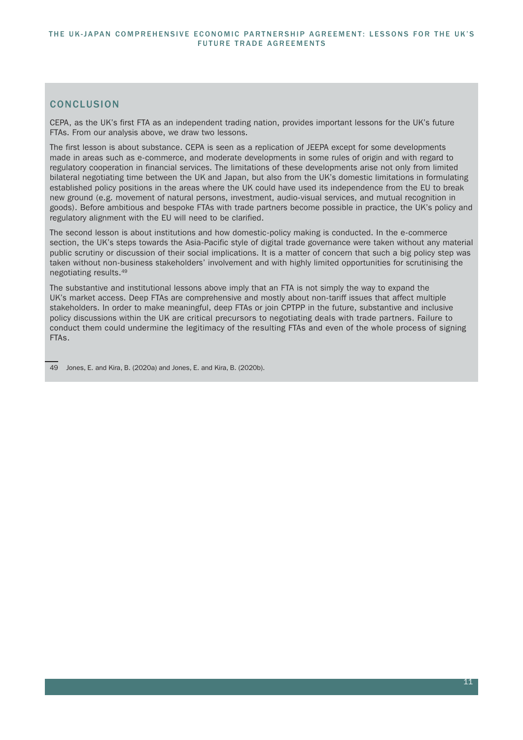## CONCLUSION

CEPA, as the UK's first FTA as an independent trading nation, provides important lessons for the UK's future FTAs. From our analysis above, we draw two lessons.

The first lesson is about substance. CEPA is seen as a replication of JEEPA except for some developments made in areas such as e-commerce, and moderate developments in some rules of origin and with regard to regulatory cooperation in financial services. The limitations of these developments arise not only from limited bilateral negotiating time between the UK and Japan, but also from the UK's domestic limitations in formulating established policy positions in the areas where the UK could have used its independence from the EU to break new ground (e.g. movement of natural persons, investment, audio-visual services, and mutual recognition in goods). Before ambitious and bespoke FTAs with trade partners become possible in practice, the UK's policy and regulatory alignment with the EU will need to be clarified.

The second lesson is about institutions and how domestic-policy making is conducted. In the e-commerce section, the UK's steps towards the Asia-Pacific style of digital trade governance were taken without any material public scrutiny or discussion of their social implications. It is a matter of concern that such a big policy step was taken without non-business stakeholders' involvement and with highly limited opportunities for scrutinising the negotiating results.[49]

The substantive and institutional lessons above imply that an FTA is not simply the way to expand the UK's market access. Deep FTAs are comprehensive and mostly about non-tariff issues that affect multiple stakeholders. In order to make meaningful, deep FTAs or join CPTPP in the future, substantive and inclusive policy discussions within the UK are critical precursors to negotiating deals with trade partners. Failure to conduct them could undermine the legitimacy of the resulting FTAs and even of the whole process of signing FTAs.

---

49 Jones, E. and Kira, B. (2020a) and Jones, E. and Kira, B. (2020b).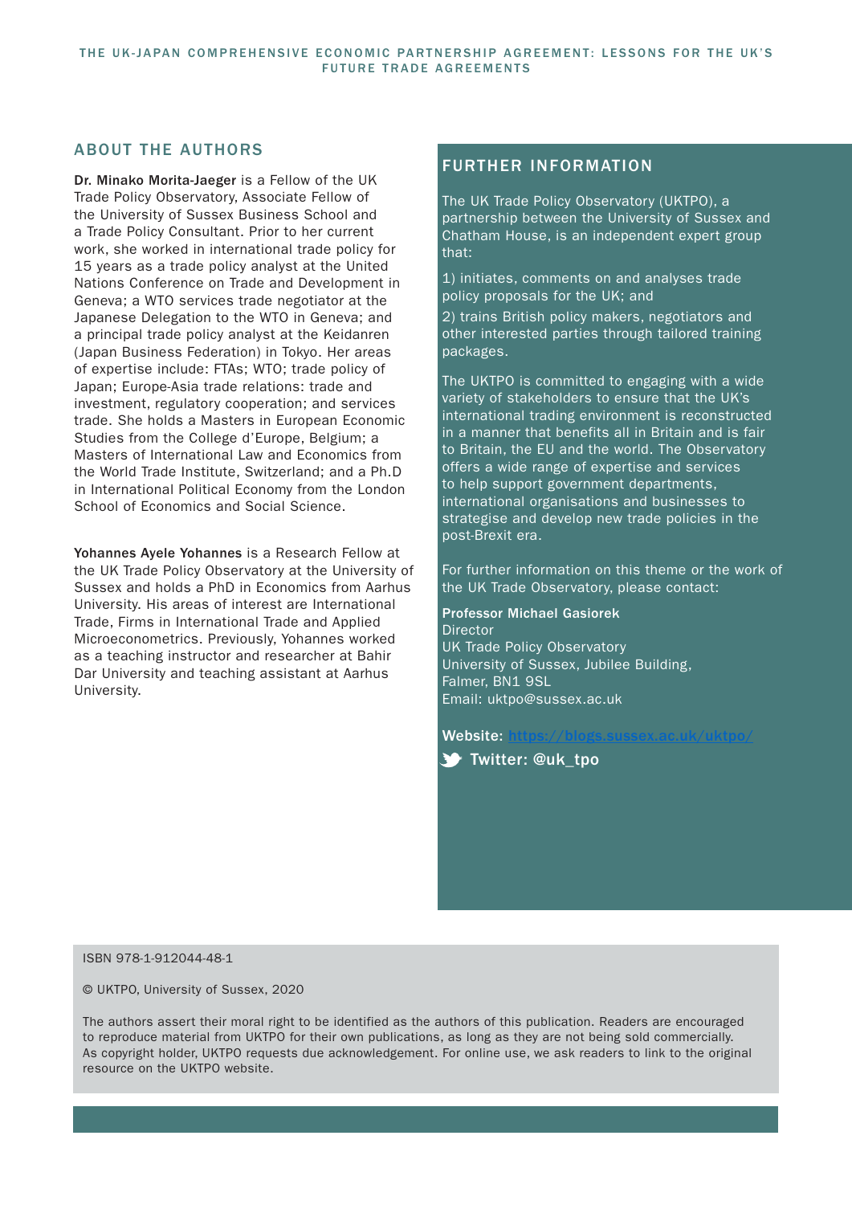## ABOUT THE AUTHORS

**Dr. Minako Morita-Jaeger** is a Fellow of the UK Trade Policy Observatory, Associate Fellow of the University of Sussex Business School and a Trade Policy Consultant. Prior to her current work, she worked in international trade policy for 15 years as a trade policy analyst at the United Nations Conference on Trade and Development in Geneva; a WTO services trade negotiator at the Japanese Delegation to the WTO in Geneva; and a principal trade policy analyst at the Keidanren (Japan Business Federation) in Tokyo. Her areas of expertise include: FTAs; WTO; trade policy of Japan; Europe-Asia trade relations: trade and investment, regulatory cooperation; and services trade. She holds a Masters in European Economic Studies from the College d'Europe, Belgium; a Masters of International Law and Economics from the World Trade Institute, Switzerland; and a Ph.D in International Political Economy from the London School of Economics and Social Science.

**Yohannes Ayele Yohannes** is a Research Fellow at the UK Trade Policy Observatory at the University of Sussex and holds a PhD in Economics from Aarhus University. His areas of interest are International Trade, Firms in International Trade and Applied Microeconometrics. Previously, Yohannes worked as a teaching instructor and researcher at Bahir Dar University and teaching assistant at Aarhus University.

## FURTHER INFORMATION

The UK Trade Policy Observatory (UKTPO), a partnership between the University of Sussex and Chatham House, is an independent expert group that:

1) initiates, comments on and analyses trade policy proposals for the UK; and

2) trains British policy makers, negotiators and other interested parties through tailored training packages.

The UKTPO is committed to engaging with a wide variety of stakeholders to ensure that the UK's international trading environment is reconstructed in a manner that benefits all in Britain and is fair to Britain, the EU and the world. The Observatory offers a wide range of expertise and services to help support government departments, international organisations and businesses to strategise and develop new trade policies in the post-Brexit era.

For further information on this theme or the work of the UK Trade Observatory, please contact:

**Professor Michael Gasiorek**
Director
UK Trade Policy Observatory
University of Sussex, Jubilee Building,
Falmer, BN1 9SL
Email: uktpo@sussex.ac.uk

**Website:** https://blogs.sussex.ac.uk/uktpo/

**Twitter: @uk_tpo**

ISBN 978-1-912044-48-1

© UKTPO, University of Sussex, 2020

The authors assert their moral right to be identified as the authors of this publication. Readers are encouraged to reproduce material from UKTPO for their own publications, as long as they are not being sold commercially. As copyright holder, UKTPO requests due acknowledgement. For online use, we ask readers to link to the original resource on the UKTPO website.